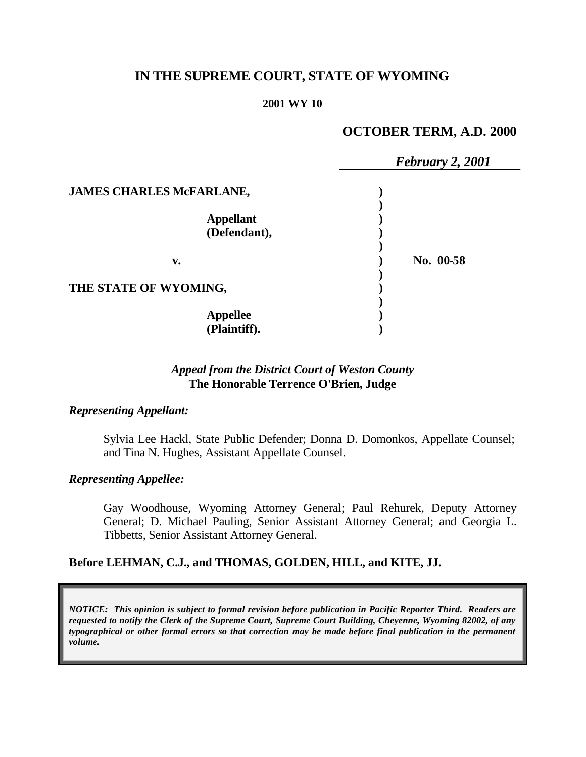# IN THE SUPREME COURT, STATE OF WYOMING

**2001 WY 10**

**OCTOBER TERM, A.D. 2000**

*February 2, 2001*

| | | |
|---|---|---|
| **JAMES CHARLES McFARLANE,** | ) | |
| **Appellant (Defendant),** | ) | |
| **v.** | ) | **No. 00-58** |
| **THE STATE OF WYOMING,** | ) | |
| **Appellee (Plaintiff).** | ) | |

*Appeal from the District Court of Weston County*
**The Honorable Terrence O'Brien, Judge**

***Representing Appellant:***

Sylvia Lee Hackl, State Public Defender; Donna D. Domonkos, Appellate Counsel; and Tina N. Hughes, Assistant Appellate Counsel.

***Representing Appellee:***

Gay Woodhouse, Wyoming Attorney General; Paul Rehurek, Deputy Attorney General; D. Michael Pauling, Senior Assistant Attorney General; and Georgia L. Tibbetts, Senior Assistant Attorney General.

**Before LEHMAN, C.J., and THOMAS, GOLDEN, HILL, and KITE, JJ.**

***NOTICE: This opinion is subject to formal revision before publication in Pacific Reporter Third. Readers are requested to notify the Clerk of the Supreme Court, Supreme Court Building, Cheyenne, Wyoming 82002, of any typographical or other formal errors so that correction may be made before final publication in the permanent volume.***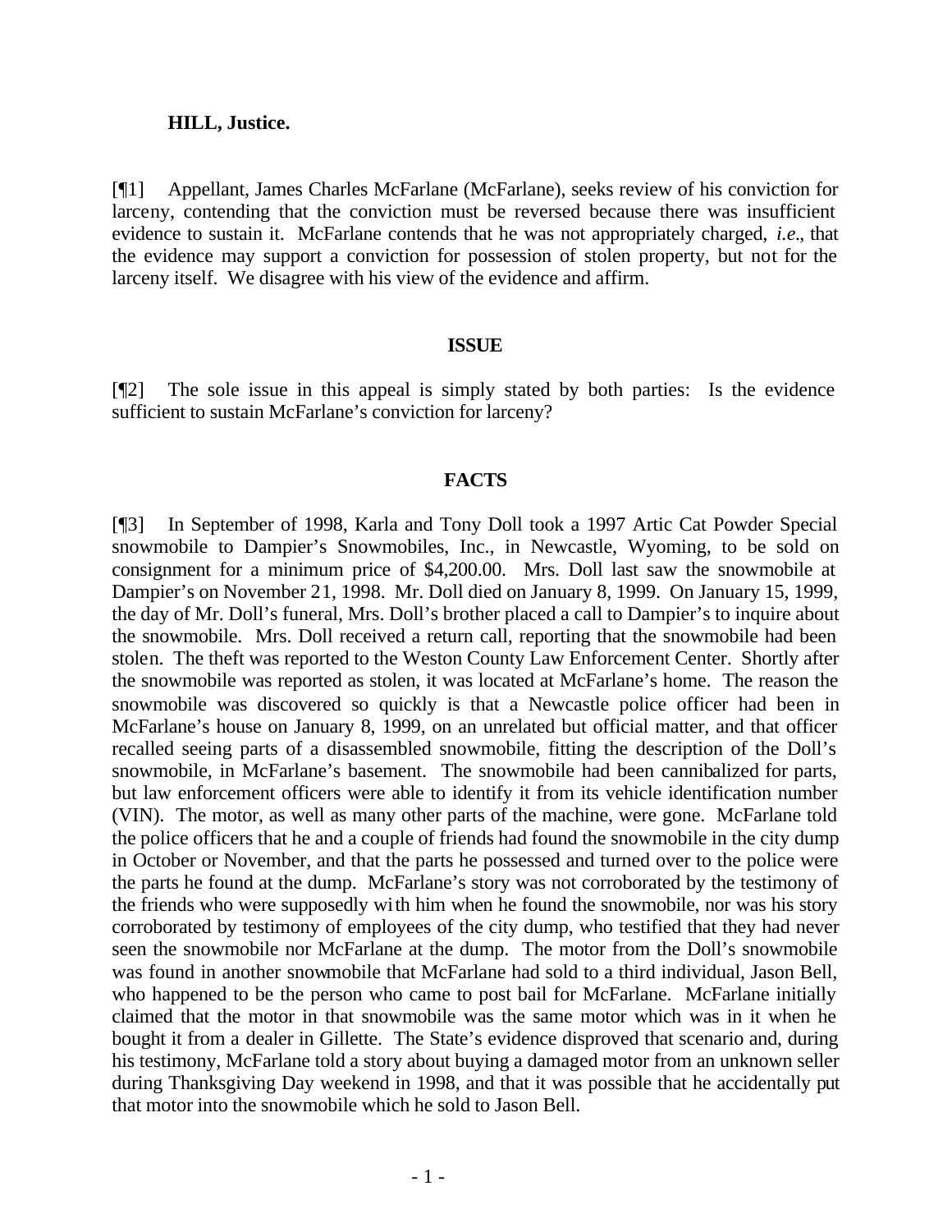**HILL, Justice.**

[¶1] Appellant, James Charles McFarlane (McFarlane), seeks review of his conviction for larceny, contending that the conviction must be reversed because there was insufficient evidence to sustain it. McFarlane contends that he was not appropriately charged, *i.e.*, that the evidence may support a conviction for possession of stolen property, but not for the larceny itself. We disagree with his view of the evidence and affirm.

## ISSUE

[¶2] The sole issue in this appeal is simply stated by both parties: Is the evidence sufficient to sustain McFarlane's conviction for larceny?

## FACTS

[¶3] In September of 1998, Karla and Tony Doll took a 1997 Artic Cat Powder Special snowmobile to Dampier's Snowmobiles, Inc., in Newcastle, Wyoming, to be sold on consignment for a minimum price of $4,200.00. Mrs. Doll last saw the snowmobile at Dampier's on November 21, 1998. Mr. Doll died on January 8, 1999. On January 15, 1999, the day of Mr. Doll's funeral, Mrs. Doll's brother placed a call to Dampier's to inquire about the snowmobile. Mrs. Doll received a return call, reporting that the snowmobile had been stolen. The theft was reported to the Weston County Law Enforcement Center. Shortly after the snowmobile was reported as stolen, it was located at McFarlane's home. The reason the snowmobile was discovered so quickly is that a Newcastle police officer had been in McFarlane's house on January 8, 1999, on an unrelated but official matter, and that officer recalled seeing parts of a disassembled snowmobile, fitting the description of the Doll's snowmobile, in McFarlane's basement. The snowmobile had been cannibalized for parts, but law enforcement officers were able to identify it from its vehicle identification number (VIN). The motor, as well as many other parts of the machine, were gone. McFarlane told the police officers that he and a couple of friends had found the snowmobile in the city dump in October or November, and that the parts he possessed and turned over to the police were the parts he found at the dump. McFarlane's story was not corroborated by the testimony of the friends who were supposedly with him when he found the snowmobile, nor was his story corroborated by testimony of employees of the city dump, who testified that they had never seen the snowmobile nor McFarlane at the dump. The motor from the Doll's snowmobile was found in another snowmobile that McFarlane had sold to a third individual, Jason Bell, who happened to be the person who came to post bail for McFarlane. McFarlane initially claimed that the motor in that snowmobile was the same motor which was in it when he bought it from a dealer in Gillette. The State's evidence disproved that scenario and, during his testimony, McFarlane told a story about buying a damaged motor from an unknown seller during Thanksgiving Day weekend in 1998, and that it was possible that he accidentally put that motor into the snowmobile which he sold to Jason Bell.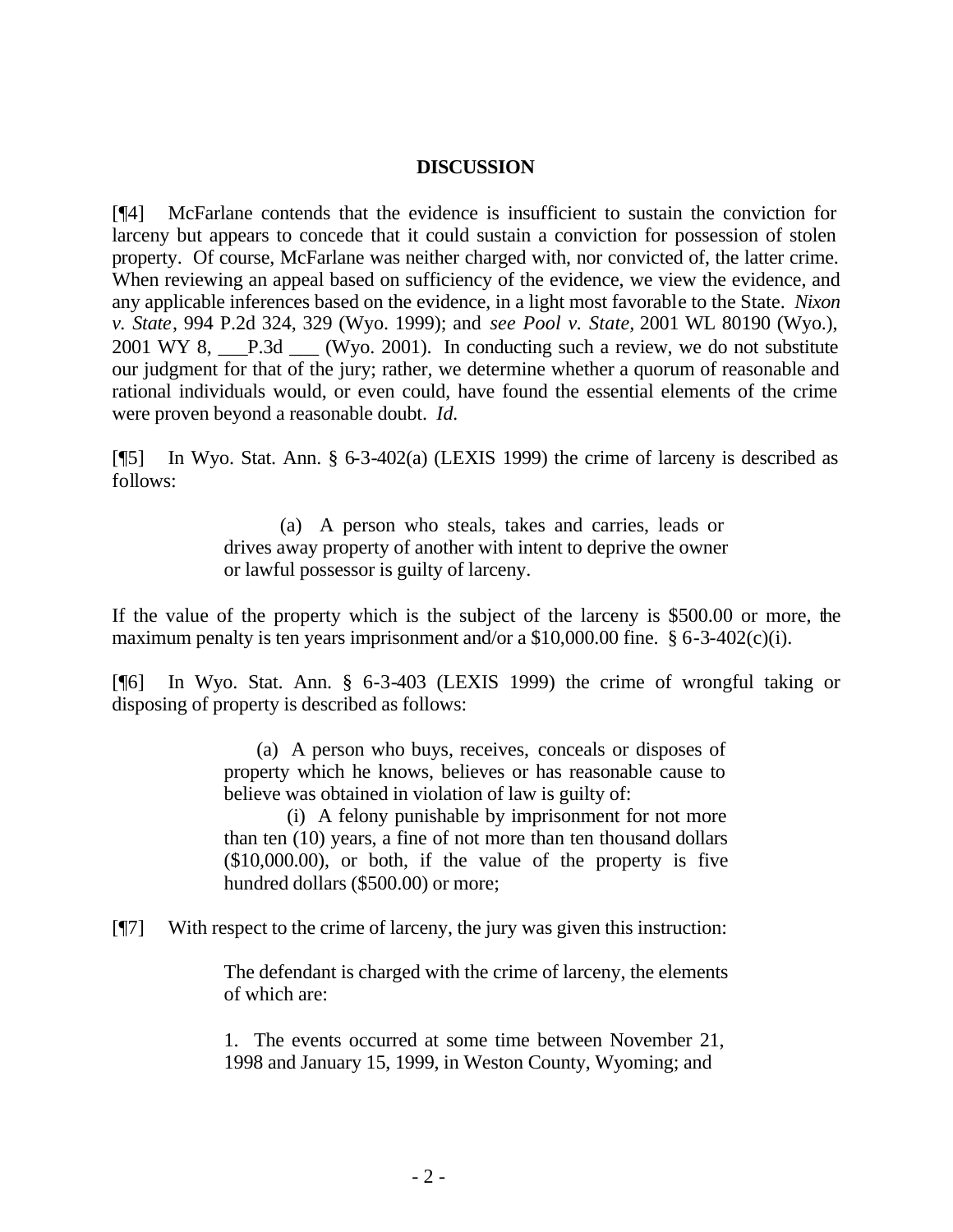## DISCUSSION

[¶4] McFarlane contends that the evidence is insufficient to sustain the conviction for larceny but appears to concede that it could sustain a conviction for possession of stolen property. Of course, McFarlane was neither charged with, nor convicted of, the latter crime. When reviewing an appeal based on sufficiency of the evidence, we view the evidence, and any applicable inferences based on the evidence, in a light most favorable to the State. *Nixon v. State*, 994 P.2d 324, 329 (Wyo. 1999); and *see Pool v. State*, 2001 WL 80190 (Wyo.), 2001 WY 8, ___P.3d ___ (Wyo. 2001). In conducting such a review, we do not substitute our judgment for that of the jury; rather, we determine whether a quorum of reasonable and rational individuals would, or even could, have found the essential elements of the crime were proven beyond a reasonable doubt. *Id.*

[¶5] In Wyo. Stat. Ann. § 6-3-402(a) (LEXIS 1999) the crime of larceny is described as follows:

> (a) A person who steals, takes and carries, leads or drives away property of another with intent to deprive the owner or lawful possessor is guilty of larceny.

If the value of the property which is the subject of the larceny is $500.00 or more, the maximum penalty is ten years imprisonment and/or a $10,000.00 fine. § 6-3-402(c)(i).

[¶6] In Wyo. Stat. Ann. § 6-3-403 (LEXIS 1999) the crime of wrongful taking or disposing of property is described as follows:

> (a) A person who buys, receives, conceals or disposes of property which he knows, believes or has reasonable cause to believe was obtained in violation of law is guilty of:
>
> (i) A felony punishable by imprisonment for not more than ten (10) years, a fine of not more than ten thousand dollars ($10,000.00), or both, if the value of the property is five hundred dollars ($500.00) or more;

[¶7] With respect to the crime of larceny, the jury was given this instruction:

> The defendant is charged with the crime of larceny, the elements of which are:
>
> 1. The events occurred at some time between November 21, 1998 and January 15, 1999, in Weston County, Wyoming; and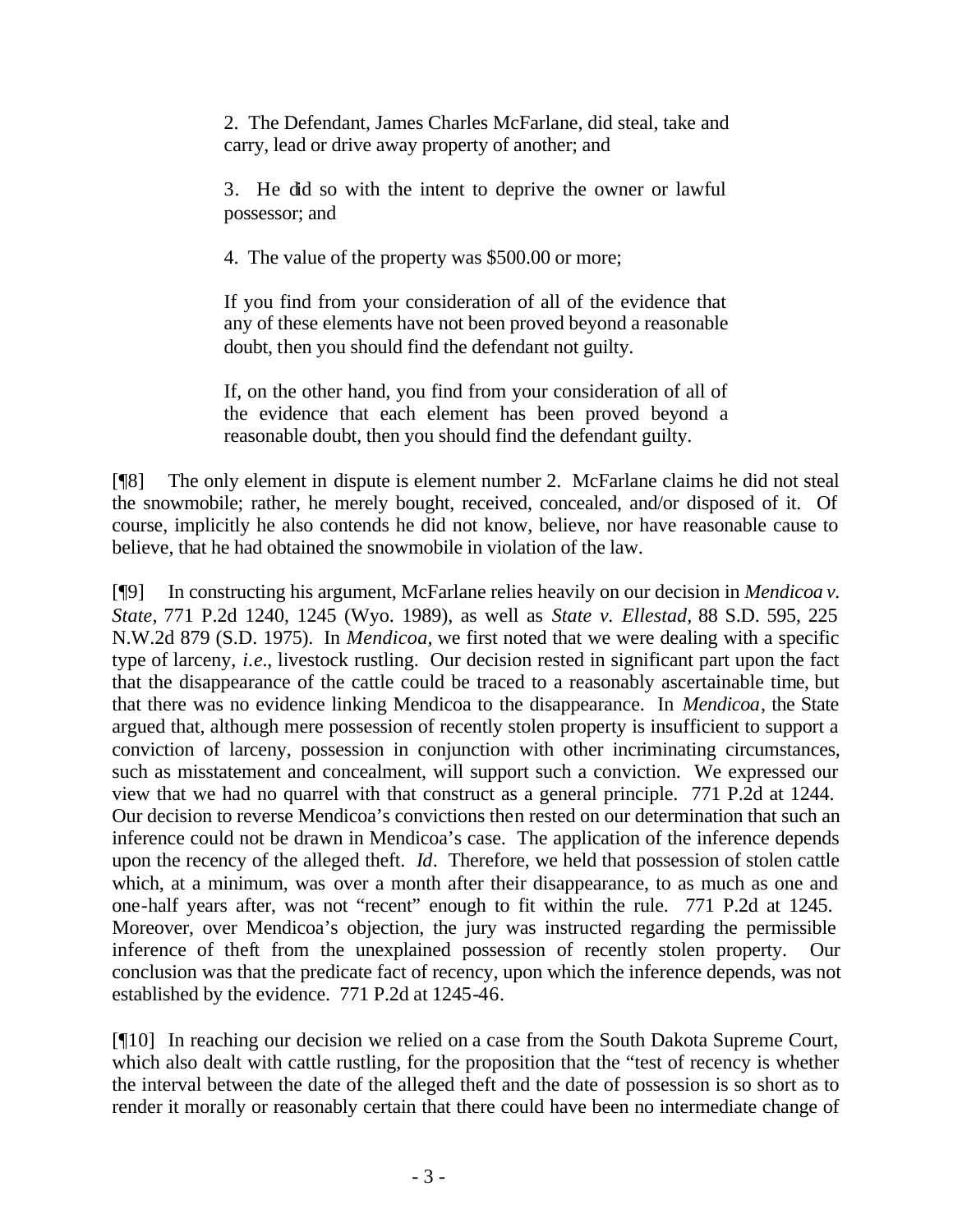> 2. The Defendant, James Charles McFarlane, did steal, take and carry, lead or drive away property of another; and
>
> 3. He did so with the intent to deprive the owner or lawful possessor; and
>
> 4. The value of the property was $500.00 or more;
>
> If you find from your consideration of all of the evidence that any of these elements have not been proved beyond a reasonable doubt, then you should find the defendant not guilty.
>
> If, on the other hand, you find from your consideration of all of the evidence that each element has been proved beyond a reasonable doubt, then you should find the defendant guilty.

[¶8] The only element in dispute is element number 2. McFarlane claims he did not steal the snowmobile; rather, he merely bought, received, concealed, and/or disposed of it. Of course, implicitly he also contends he did not know, believe, nor have reasonable cause to believe, that he had obtained the snowmobile in violation of the law.

[¶9] In constructing his argument, McFarlane relies heavily on our decision in *Mendicoa v. State*, 771 P.2d 1240, 1245 (Wyo. 1989), as well as *State v. Ellestad*, 88 S.D. 595, 225 N.W.2d 879 (S.D. 1975). In *Mendicoa*, we first noted that we were dealing with a specific type of larceny, *i.e.*, livestock rustling. Our decision rested in significant part upon the fact that the disappearance of the cattle could be traced to a reasonably ascertainable time, but that there was no evidence linking Mendicoa to the disappearance. In *Mendicoa*, the State argued that, although mere possession of recently stolen property is insufficient to support a conviction of larceny, possession in conjunction with other incriminating circumstances, such as misstatement and concealment, will support such a conviction. We expressed our view that we had no quarrel with that construct as a general principle. 771 P.2d at 1244. Our decision to reverse Mendicoa's convictions then rested on our determination that such an inference could not be drawn in Mendicoa's case. The application of the inference depends upon the recency of the alleged theft. *Id*. Therefore, we held that possession of stolen cattle which, at a minimum, was over a month after their disappearance, to as much as one and one-half years after, was not "recent" enough to fit within the rule. 771 P.2d at 1245. Moreover, over Mendicoa's objection, the jury was instructed regarding the permissible inference of theft from the unexplained possession of recently stolen property. Our conclusion was that the predicate fact of recency, upon which the inference depends, was not established by the evidence. 771 P.2d at 1245-46.

[¶10] In reaching our decision we relied on a case from the South Dakota Supreme Court, which also dealt with cattle rustling, for the proposition that the "test of recency is whether the interval between the date of the alleged theft and the date of possession is so short as to render it morally or reasonably certain that there could have been no intermediate change of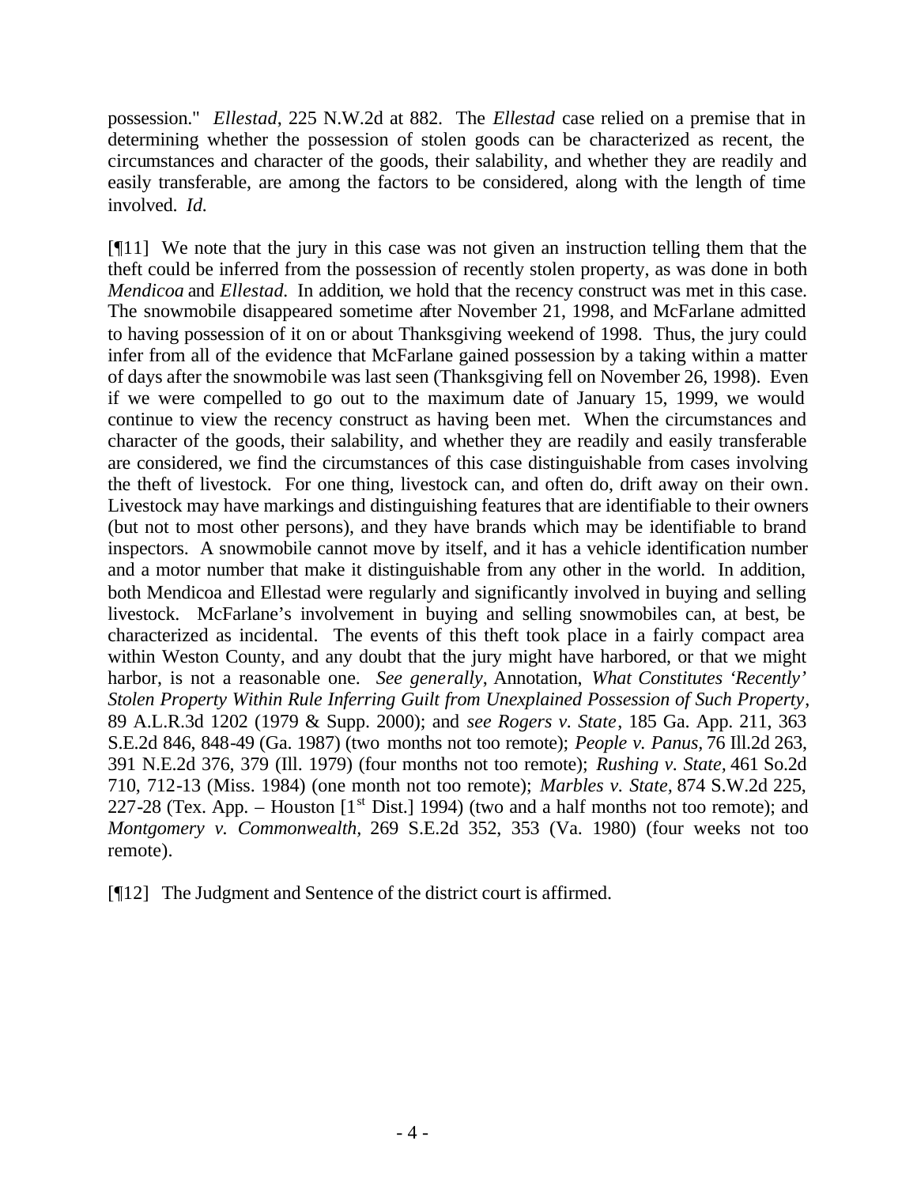possession." *Ellestad*, 225 N.W.2d at 882. The *Ellestad* case relied on a premise that in determining whether the possession of stolen goods can be characterized as recent, the circumstances and character of the goods, their salability, and whether they are readily and easily transferable, are among the factors to be considered, along with the length of time involved. *Id.*

[¶11] We note that the jury in this case was not given an instruction telling them that the theft could be inferred from the possession of recently stolen property, as was done in both *Mendicoa* and *Ellestad*. In addition, we hold that the recency construct was met in this case. The snowmobile disappeared sometime after November 21, 1998, and McFarlane admitted to having possession of it on or about Thanksgiving weekend of 1998. Thus, the jury could infer from all of the evidence that McFarlane gained possession by a taking within a matter of days after the snowmobile was last seen (Thanksgiving fell on November 26, 1998). Even if we were compelled to go out to the maximum date of January 15, 1999, we would continue to view the recency construct as having been met. When the circumstances and character of the goods, their salability, and whether they are readily and easily transferable are considered, we find the circumstances of this case distinguishable from cases involving the theft of livestock. For one thing, livestock can, and often do, drift away on their own. Livestock may have markings and distinguishing features that are identifiable to their owners (but not to most other persons), and they have brands which may be identifiable to brand inspectors. A snowmobile cannot move by itself, and it has a vehicle identification number and a motor number that make it distinguishable from any other in the world. In addition, both Mendicoa and Ellestad were regularly and significantly involved in buying and selling livestock. McFarlane's involvement in buying and selling snowmobiles can, at best, be characterized as incidental. The events of this theft took place in a fairly compact area within Weston County, and any doubt that the jury might have harbored, or that we might harbor, is not a reasonable one. *See generally*, Annotation, *What Constitutes 'Recently' Stolen Property Within Rule Inferring Guilt from Unexplained Possession of Such Property*, 89 A.L.R.3d 1202 (1979 & Supp. 2000); and *see Rogers v. State*, 185 Ga. App. 211, 363 S.E.2d 846, 848-49 (Ga. 1987) (two months not too remote); *People v. Panus*, 76 Ill.2d 263, 391 N.E.2d 376, 379 (Ill. 1979) (four months not too remote); *Rushing v. State*, 461 So.2d 710, 712-13 (Miss. 1984) (one month not too remote); *Marbles v. State*, 874 S.W.2d 225, 227-28 (Tex. App. – Houston [1st Dist.] 1994) (two and a half months not too remote); and *Montgomery v. Commonwealth*, 269 S.E.2d 352, 353 (Va. 1980) (four weeks not too remote).

[¶12] The Judgment and Sentence of the district court is affirmed.